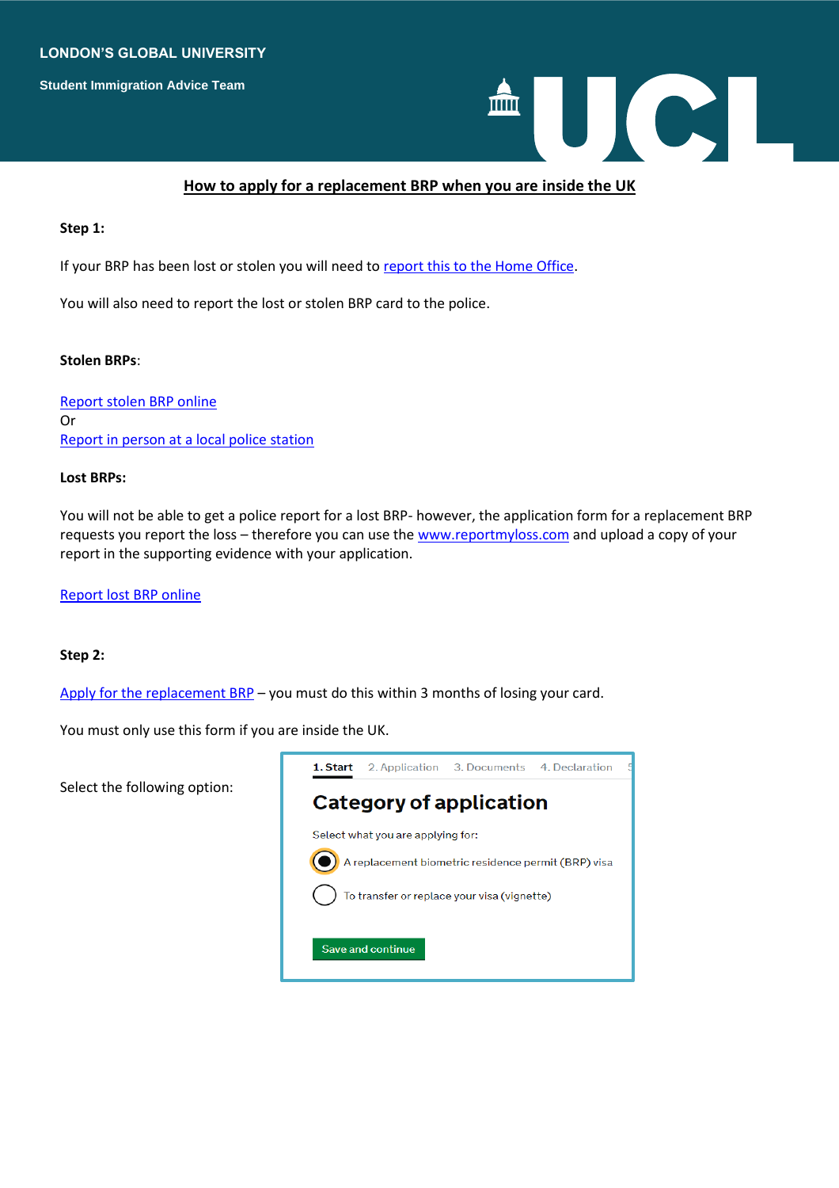LONDON'S GLOBAL UNIVERSITY

Student Immigration Advice Team

UCL

# How to apply for a replacement BRP when you are inside the UK

**Step 1:**

If your BRP has been lost or stolen you will need to report this to the Home Office.

You will also need to report the lost or stolen BRP card to the police.

**Stolen BRPs**:

Report stolen BRP online
Or
Report in person at a local police station

**Lost BRPs:**

You will not be able to get a police report for a lost BRP- however, the application form for a replacement BRP requests you report the loss – therefore you can use the www.reportmyloss.com and upload a copy of your report in the supporting evidence with your application.

Report lost BRP online

**Step 2:**

Apply for the replacement BRP – you must do this within 3 months of losing your card.

You must only use this form if you are inside the UK.

Select the following option:

1. Start 2. Application 3. Documents 4. Declaration 5

## Category of application

Select what you are applying for:

- (selected) A replacement biometric residence permit (BRP) visa
- To transfer or replace your visa (vignette)

Save and continue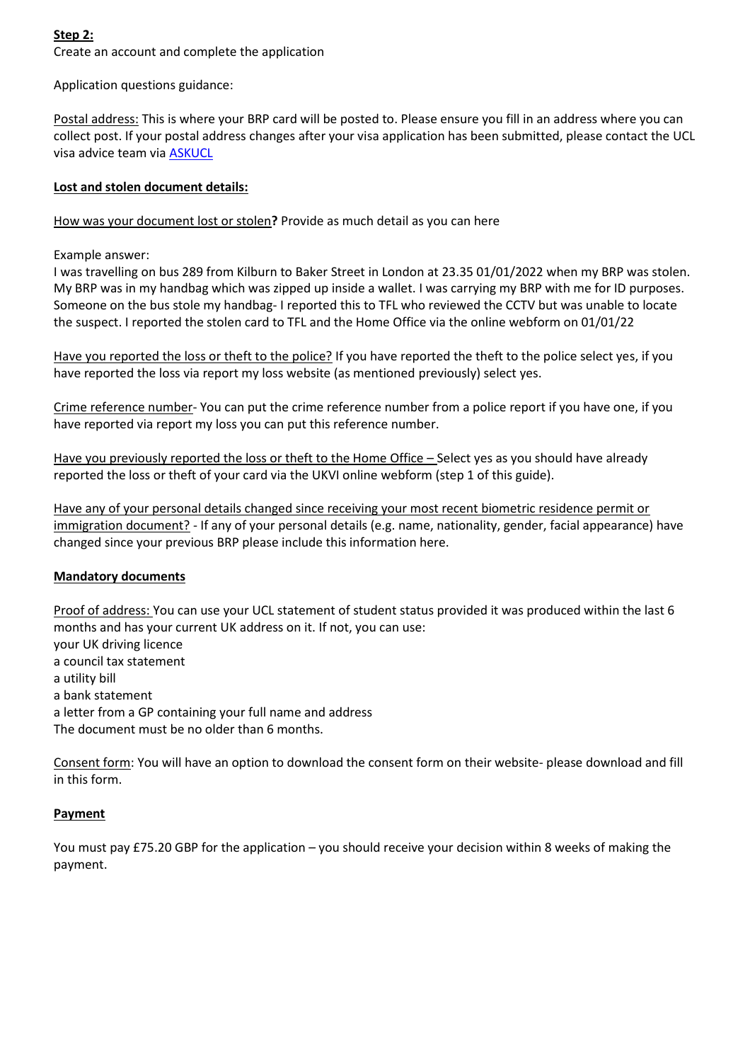**Step 2:**

Create an account and complete the application

Application questions guidance:

Postal address: This is where your BRP card will be posted to. Please ensure you fill in an address where you can collect post. If your postal address changes after your visa application has been submitted, please contact the UCL visa advice team via [ASKUCL](ASKUCL)

**Lost and stolen document details:**

How was your document lost or stolen**?** Provide as much detail as you can here

Example answer:
I was travelling on bus 289 from Kilburn to Baker Street in London at 23.35 01/01/2022 when my BRP was stolen. My BRP was in my handbag which was zipped up inside a wallet. I was carrying my BRP with me for ID purposes. Someone on the bus stole my handbag- I reported this to TFL who reviewed the CCTV but was unable to locate the suspect. I reported the stolen card to TFL and the Home Office via the online webform on 01/01/22

Have you reported the loss or theft to the police? If you have reported the theft to the police select yes, if you have reported the loss via report my loss website (as mentioned previously) select yes.

Crime reference number- You can put the crime reference number from a police report if you have one, if you have reported via report my loss you can put this reference number.

Have you previously reported the loss or theft to the Home Office – Select yes as you should have already reported the loss or theft of your card via the UKVI online webform (step 1 of this guide).

Have any of your personal details changed since receiving your most recent biometric residence permit or immigration document? - If any of your personal details (e.g. name, nationality, gender, facial appearance) have changed since your previous BRP please include this information here.

**Mandatory documents**

Proof of address: You can use your UCL statement of student status provided it was produced within the last 6 months and has your current UK address on it. If not, you can use:
your UK driving licence
a council tax statement
a utility bill
a bank statement
a letter from a GP containing your full name and address
The document must be no older than 6 months.

Consent form: You will have an option to download the consent form on their website- please download and fill in this form.

**Payment**

You must pay £75.20 GBP for the application – you should receive your decision within 8 weeks of making the payment.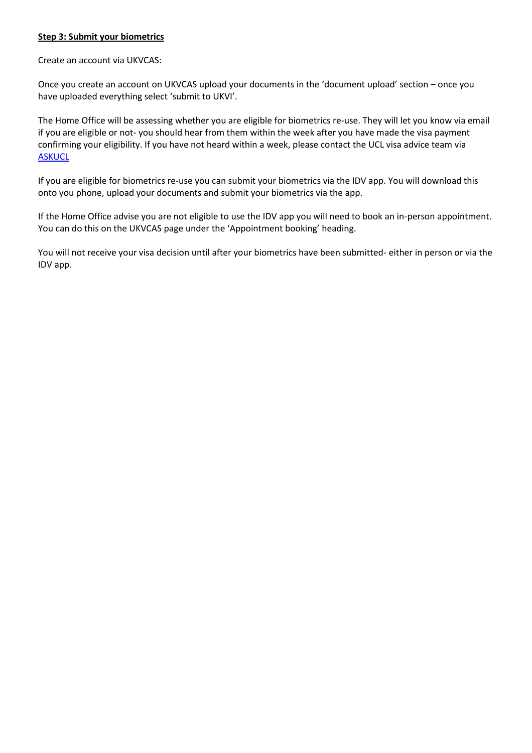**Step 3: Submit your biometrics**

Create an account via UKVCAS:

Once you create an account on UKVCAS upload your documents in the 'document upload' section – once you have uploaded everything select 'submit to UKVI'.

The Home Office will be assessing whether you are eligible for biometrics re-use. They will let you know via email if you are eligible or not- you should hear from them within the week after you have made the visa payment confirming your eligibility. If you have not heard within a week, please contact the UCL visa advice team via [ASKUCL](ASKUCL)

If you are eligible for biometrics re-use you can submit your biometrics via the IDV app. You will download this onto you phone, upload your documents and submit your biometrics via the app.

If the Home Office advise you are not eligible to use the IDV app you will need to book an in-person appointment. You can do this on the UKVCAS page under the 'Appointment booking' heading.

You will not receive your visa decision until after your biometrics have been submitted- either in person or via the IDV app.